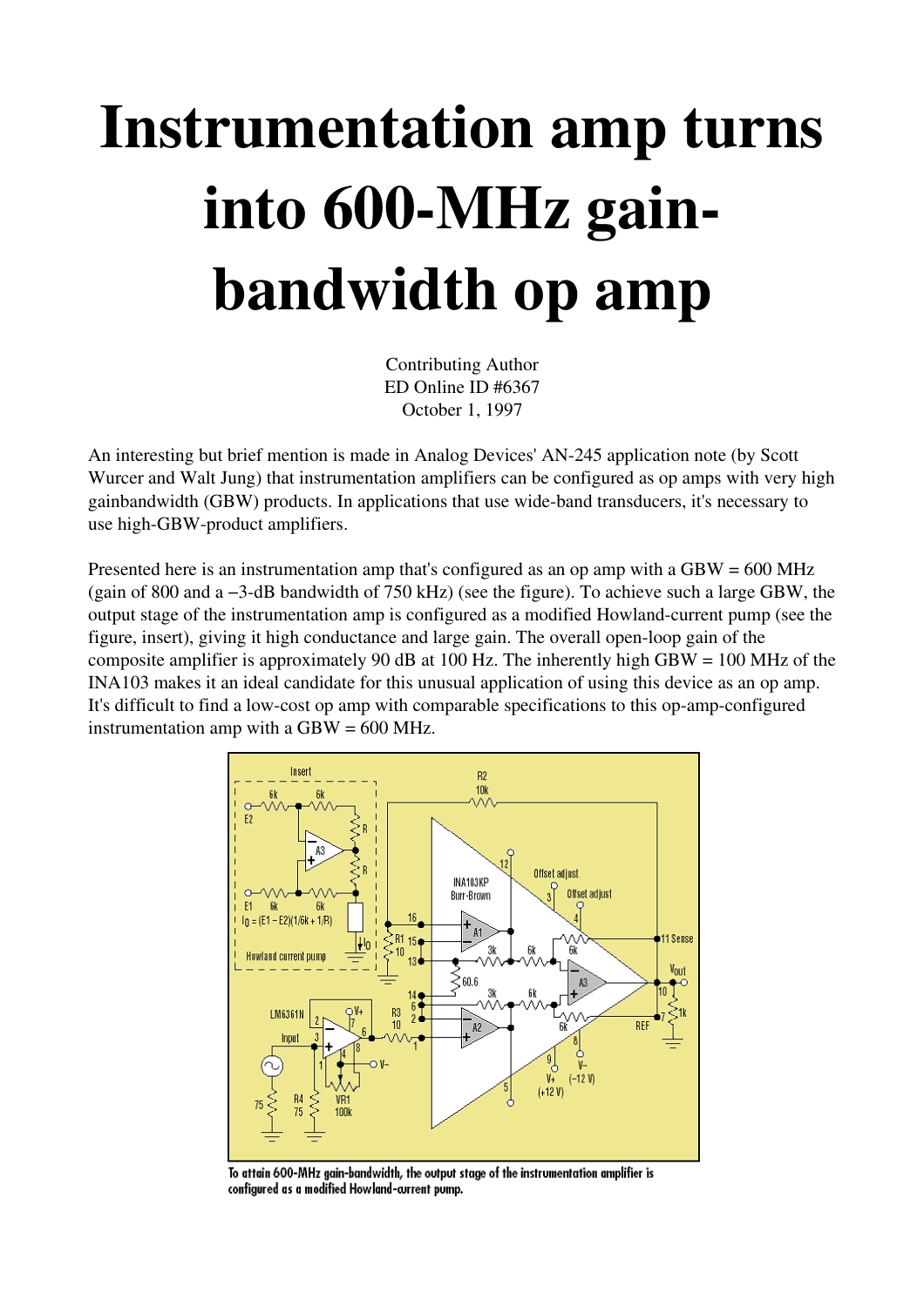# Instrumentation amp turns into 600-MHz gain-bandwidth op amp

Contributing Author
ED Online ID #6367
October 1, 1997

An interesting but brief mention is made in Analog Devices' AN-245 application note (by Scott Wurcer and Walt Jung) that instrumentation amplifiers can be configured as op amps with very high gainbandwidth (GBW) products. In applications that use wide-band transducers, it's necessary to use high-GBW-product amplifiers.

Presented here is an instrumentation amp that's configured as an op amp with a GBW = 600 MHz (gain of 800 and a −3-dB bandwidth of 750 kHz) (see the figure). To achieve such a large GBW, the output stage of the instrumentation amp is configured as a modified Howland-current pump (see the figure, insert), giving it high conductance and large gain. The overall open-loop gain of the composite amplifier is approximately 90 dB at 100 Hz. The inherently high GBW = 100 MHz of the INA103 makes it an ideal candidate for this unusual application of using this device as an op amp. It's difficult to find a low-cost op amp with comparable specifications to this op-amp-configured instrumentation amp with a GBW = 600 MHz.

To attain 600-MHz gain-bandwidth, the output stage of the instrumentation amplifier is configured as a modified Howland-current pump.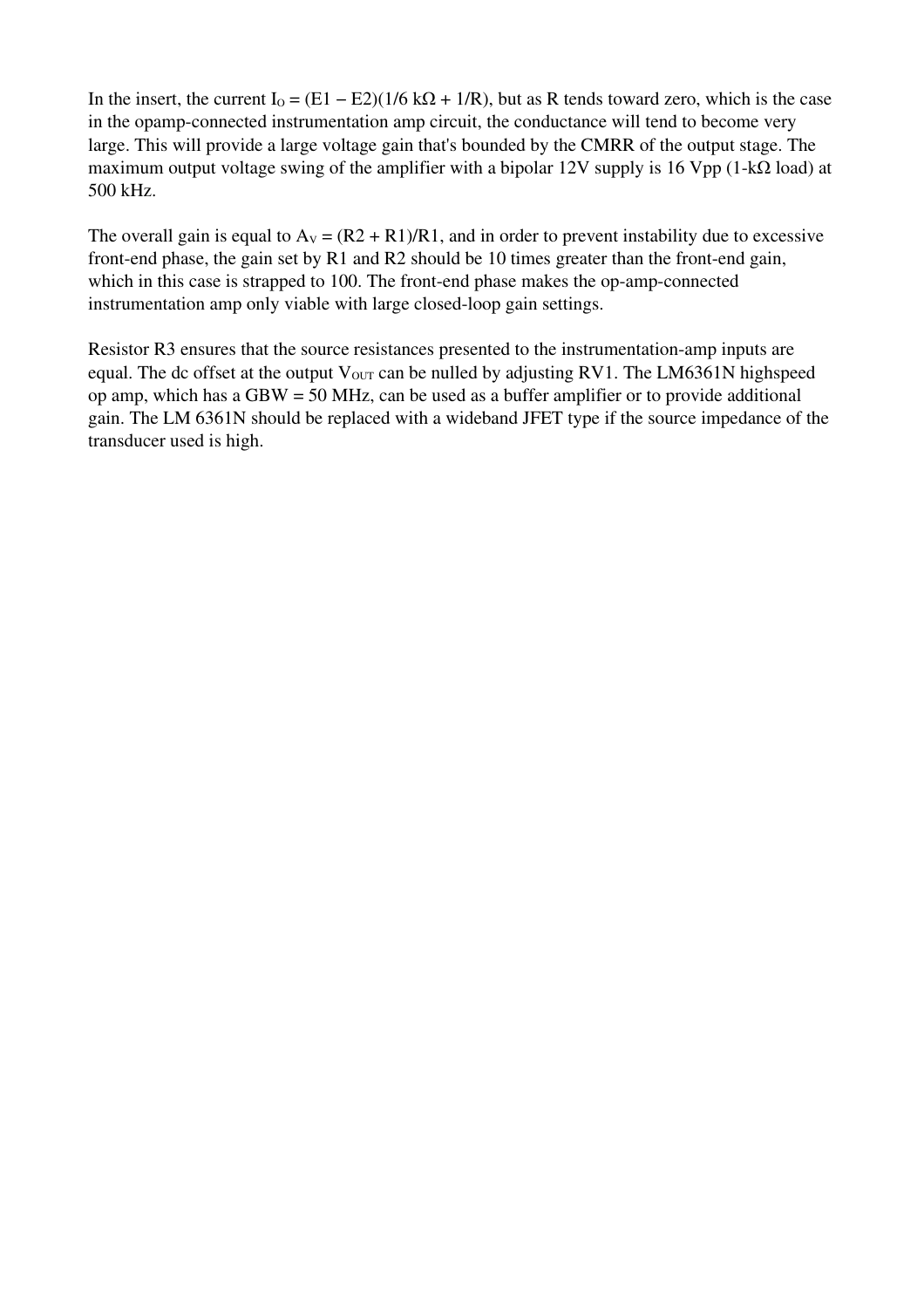In the insert, the current $I_O = (E1 - E2)(1/6\ k\Omega + 1/R)$, but as R tends toward zero, which is the case in the opamp-connected instrumentation amp circuit, the conductance will tend to become very large. This will provide a large voltage gain that's bounded by the CMRR of the output stage. The maximum output voltage swing of the amplifier with a bipolar 12V supply is 16 Vpp (1-kΩ load) at 500 kHz.

The overall gain is equal to $A_V = (R2 + R1)/R1$, and in order to prevent instability due to excessive front-end phase, the gain set by R1 and R2 should be 10 times greater than the front-end gain, which in this case is strapped to 100. The front-end phase makes the op-amp-connected instrumentation amp only viable with large closed-loop gain settings.

Resistor R3 ensures that the source resistances presented to the instrumentation-amp inputs are equal. The dc offset at the output $V_{OUT}$ can be nulled by adjusting RV1. The LM6361N highspeed op amp, which has a GBW = 50 MHz, can be used as a buffer amplifier or to provide additional gain. The LM 6361N should be replaced with a wideband JFET type if the source impedance of the transducer used is high.